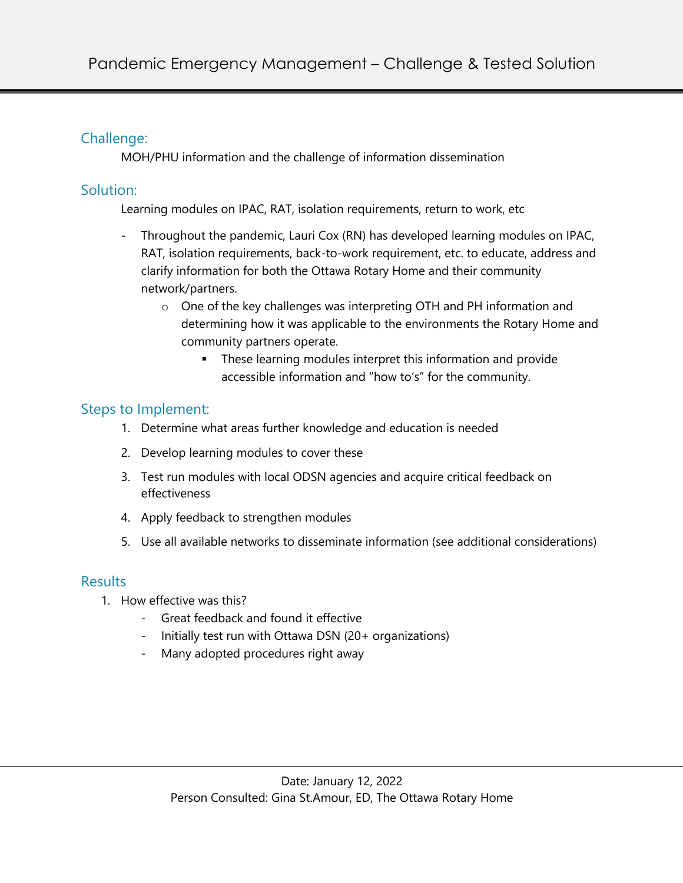# Pandemic Emergency Management – Challenge & Tested Solution

## Challenge:

MOH/PHU information and the challenge of information dissemination

## Solution:

Learning modules on IPAC, RAT, isolation requirements, return to work, etc

- Throughout the pandemic, Lauri Cox (RN) has developed learning modules on IPAC, RAT, isolation requirements, back-to-work requirement, etc. to educate, address and clarify information for both the Ottawa Rotary Home and their community network/partners.
    - One of the key challenges was interpreting OTH and PH information and determining how it was applicable to the environments the Rotary Home and community partners operate.
        - These learning modules interpret this information and provide accessible information and "how to's" for the community.

## Steps to Implement:

1. Determine what areas further knowledge and education is needed
2. Develop learning modules to cover these
3. Test run modules with local ODSN agencies and acquire critical feedback on effectiveness
4. Apply feedback to strengthen modules
5. Use all available networks to disseminate information (see additional considerations)

## Results

1. How effective was this?
    - Great feedback and found it effective
    - Initially test run with Ottawa DSN (20+ organizations)
    - Many adopted procedures right away

Date: January 12, 2022
Person Consulted: Gina St.Amour, ED, The Ottawa Rotary Home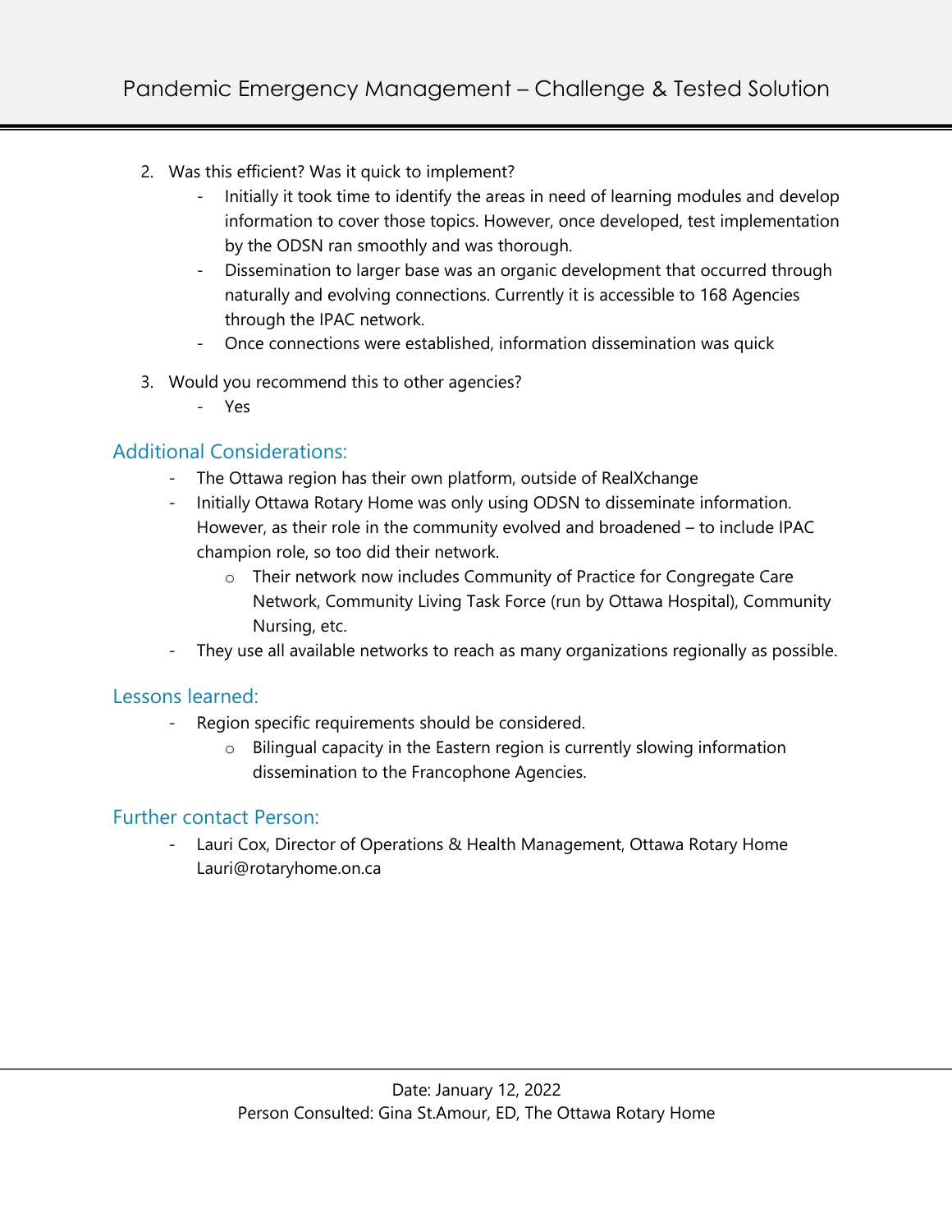2. Was this efficient? Was it quick to implement?
    - Initially it took time to identify the areas in need of learning modules and develop information to cover those topics. However, once developed, test implementation by the ODSN ran smoothly and was thorough.
    - Dissemination to larger base was an organic development that occurred through naturally and evolving connections. Currently it is accessible to 168 Agencies through the IPAC network.
    - Once connections were established, information dissemination was quick

3. Would you recommend this to other agencies?
    - Yes

## Additional Considerations:

- The Ottawa region has their own platform, outside of RealXchange
- Initially Ottawa Rotary Home was only using ODSN to disseminate information. However, as their role in the community evolved and broadened – to include IPAC champion role, so too did their network.
    - Their network now includes Community of Practice for Congregate Care Network, Community Living Task Force (run by Ottawa Hospital), Community Nursing, etc.
- They use all available networks to reach as many organizations regionally as possible.

## Lessons learned:

- Region specific requirements should be considered.
    - Bilingual capacity in the Eastern region is currently slowing information dissemination to the Francophone Agencies.

## Further contact Person:

- Lauri Cox, Director of Operations & Health Management, Ottawa Rotary Home Lauri@rotaryhome.on.ca

Date: January 12, 2022
Person Consulted: Gina St.Amour, ED, The Ottawa Rotary Home